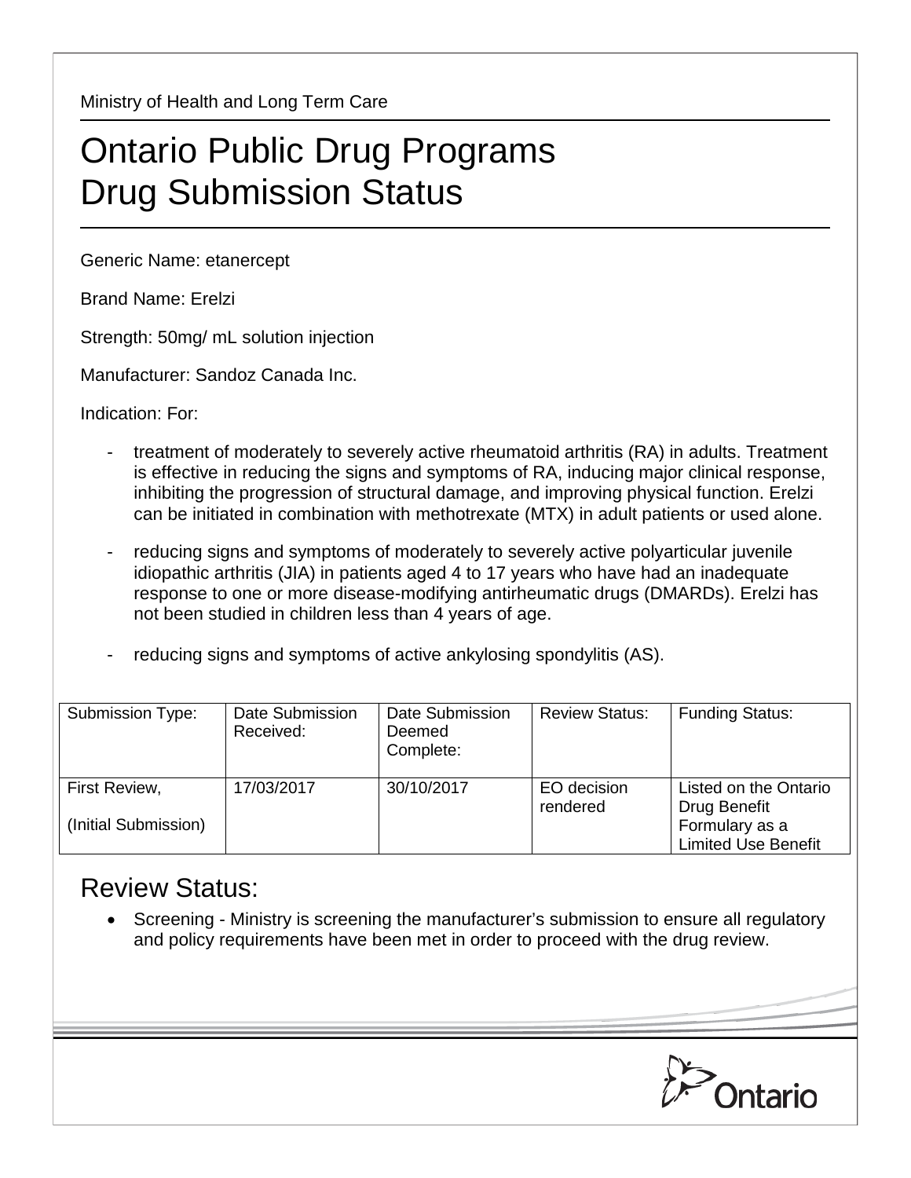Ministry of Health and Long Term Care

# Ontario Public Drug Programs
# Drug Submission Status

Generic Name: etanercept

Brand Name: Erelzi

Strength: 50mg/ mL solution injection

Manufacturer: Sandoz Canada Inc.

Indication: For:

- treatment of moderately to severely active rheumatoid arthritis (RA) in adults. Treatment is effective in reducing the signs and symptoms of RA, inducing major clinical response, inhibiting the progression of structural damage, and improving physical function. Erelzi can be initiated in combination with methotrexate (MTX) in adult patients or used alone.
- reducing signs and symptoms of moderately to severely active polyarticular juvenile idiopathic arthritis (JIA) in patients aged 4 to 17 years who have had an inadequate response to one or more disease-modifying antirheumatic drugs (DMARDs). Erelzi has not been studied in children less than 4 years of age.
- reducing signs and symptoms of active ankylosing spondylitis (AS).

| Submission Type: | Date Submission Received: | Date Submission Deemed Complete: | Review Status: | Funding Status: |
|---|---|---|---|---|
| First Review, (Initial Submission) | 17/03/2017 | 30/10/2017 | EO decision rendered | Listed on the Ontario Drug Benefit Formulary as a Limited Use Benefit |

## Review Status:

- Screening - Ministry is screening the manufacturer's submission to ensure all regulatory and policy requirements have been met in order to proceed with the drug review.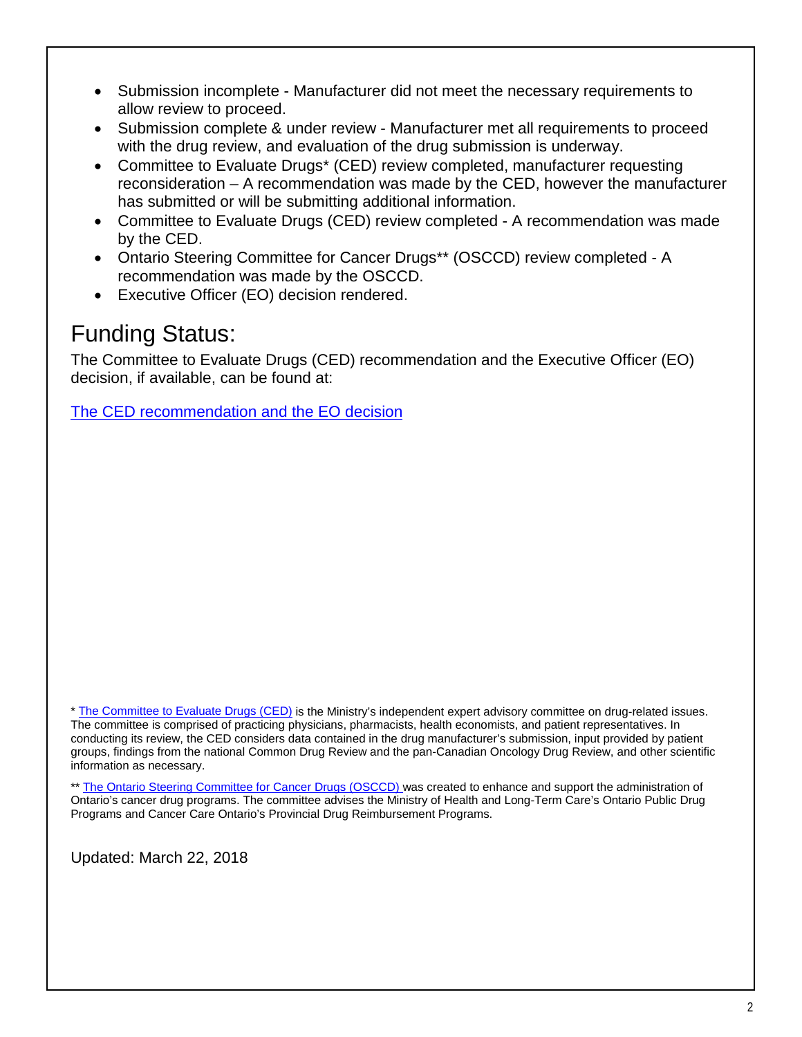- Submission incomplete - Manufacturer did not meet the necessary requirements to allow review to proceed.
- Submission complete & under review - Manufacturer met all requirements to proceed with the drug review, and evaluation of the drug submission is underway.
- Committee to Evaluate Drugs* (CED) review completed, manufacturer requesting reconsideration – A recommendation was made by the CED, however the manufacturer has submitted or will be submitting additional information.
- Committee to Evaluate Drugs (CED) review completed - A recommendation was made by the CED.
- Ontario Steering Committee for Cancer Drugs** (OSCCD) review completed - A recommendation was made by the OSCCD.
- Executive Officer (EO) decision rendered.

## Funding Status:

The Committee to Evaluate Drugs (CED) recommendation and the Executive Officer (EO) decision, if available, can be found at:

The CED recommendation and the EO decision

* The Committee to Evaluate Drugs (CED) is the Ministry's independent expert advisory committee on drug-related issues. The committee is comprised of practicing physicians, pharmacists, health economists, and patient representatives. In conducting its review, the CED considers data contained in the drug manufacturer's submission, input provided by patient groups, findings from the national Common Drug Review and the pan-Canadian Oncology Drug Review, and other scientific information as necessary.

** The Ontario Steering Committee for Cancer Drugs (OSCCD) was created to enhance and support the administration of Ontario's cancer drug programs. The committee advises the Ministry of Health and Long-Term Care's Ontario Public Drug Programs and Cancer Care Ontario's Provincial Drug Reimbursement Programs.

Updated: March 22, 2018